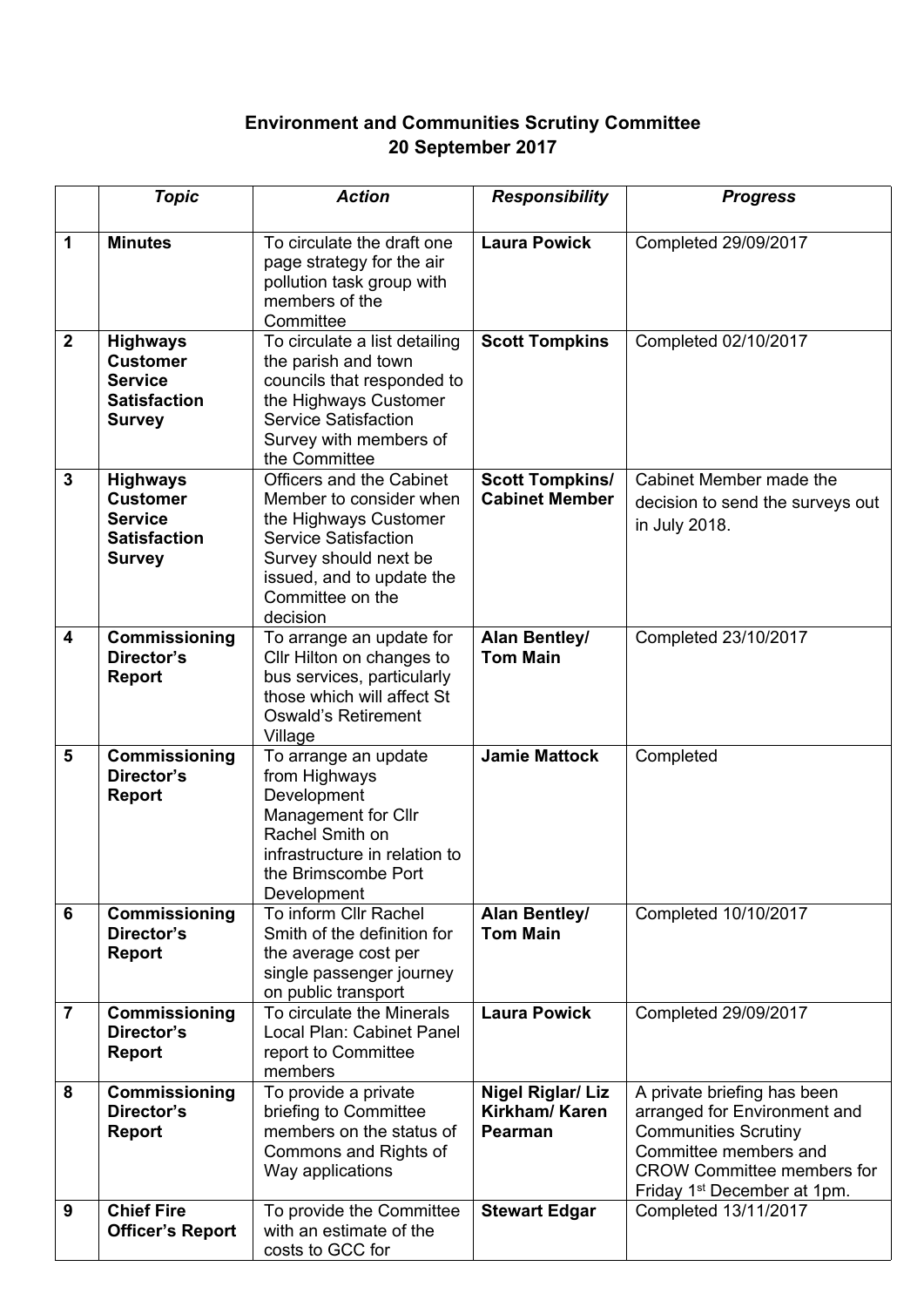# Environment and Communities Scrutiny Committee
## 20 September 2017

| | ***Topic*** | ***Action*** | ***Responsibility*** | ***Progress*** |
|---|---|---|---|---|
| **1** | **Minutes** | To circulate the draft one page strategy for the air pollution task group with members of the Committee | **Laura Powick** | Completed 29/09/2017 |
| **2** | **Highways Customer Service Satisfaction Survey** | To circulate a list detailing the parish and town councils that responded to the Highways Customer Service Satisfaction Survey with members of the Committee | **Scott Tompkins** | Completed 02/10/2017 |
| **3** | **Highways Customer Service Satisfaction Survey** | Officers and the Cabinet Member to consider when the Highways Customer Service Satisfaction Survey should next be issued, and to update the Committee on the decision | **Scott Tompkins/ Cabinet Member** | Cabinet Member made the decision to send the surveys out in July 2018. |
| **4** | **Commissioning Director's Report** | To arrange an update for Cllr Hilton on changes to bus services, particularly those which will affect St Oswald's Retirement Village | **Alan Bentley/ Tom Main** | Completed 23/10/2017 |
| **5** | **Commissioning Director's Report** | To arrange an update from Highways Development Management for Cllr Rachel Smith on infrastructure in relation to the Brimscombe Port Development | **Jamie Mattock** | Completed |
| **6** | **Commissioning Director's Report** | To inform Cllr Rachel Smith of the definition for the average cost per single passenger journey on public transport | **Alan Bentley/ Tom Main** | Completed 10/10/2017 |
| **7** | **Commissioning Director's Report** | To circulate the Minerals Local Plan: Cabinet Panel report to Committee members | **Laura Powick** | Completed 29/09/2017 |
| **8** | **Commissioning Director's Report** | To provide a private briefing to Committee members on the status of Commons and Rights of Way applications | **Nigel Riglar/ Liz Kirkham/ Karen Pearman** | A private briefing has been arranged for Environment and Communities Scrutiny Committee members and CROW Committee members for Friday 1st December at 1pm. |
| **9** | **Chief Fire Officer's Report** | To provide the Committee with an estimate of the costs to GCC for | **Stewart Edgar** | Completed 13/11/2017 |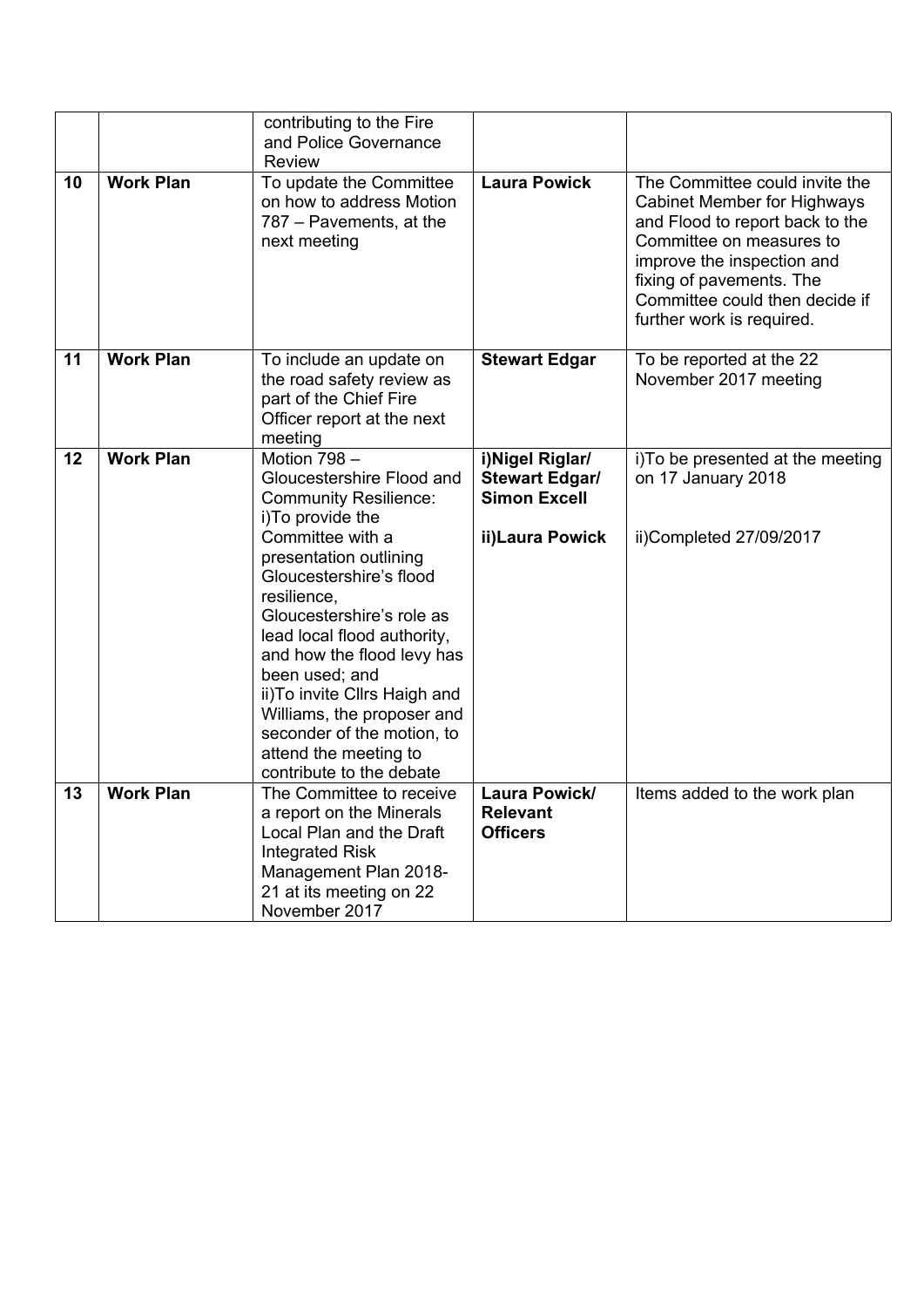| | | | | |
|---|---|---|---|---|
| | | contributing to the Fire and Police Governance Review | | |
| **10** | **Work Plan** | To update the Committee on how to address Motion 787 – Pavements, at the next meeting | **Laura Powick** | The Committee could invite the Cabinet Member for Highways and Flood to report back to the Committee on measures to improve the inspection and fixing of pavements. The Committee could then decide if further work is required. |
| **11** | **Work Plan** | To include an update on the road safety review as part of the Chief Fire Officer report at the next meeting | **Stewart Edgar** | To be reported at the 22 November 2017 meeting |
| **12** | **Work Plan** | Motion 798 – Gloucestershire Flood and Community Resilience:<br>i)To provide the Committee with a presentation outlining Gloucestershire's flood resilience, Gloucestershire's role as lead local flood authority, and how the flood levy has been used; and<br>ii)To invite Cllrs Haigh and Williams, the proposer and seconder of the motion, to attend the meeting to contribute to the debate | **i)Nigel Riglar/ Stewart Edgar/ Simon Excell**<br><br>**ii)Laura Powick** | i)To be presented at the meeting on 17 January 2018<br><br>ii)Completed 27/09/2017 |
| **13** | **Work Plan** | The Committee to receive a report on the Minerals Local Plan and the Draft Integrated Risk Management Plan 2018-21 at its meeting on 22 November 2017 | **Laura Powick/ Relevant Officers** | Items added to the work plan |